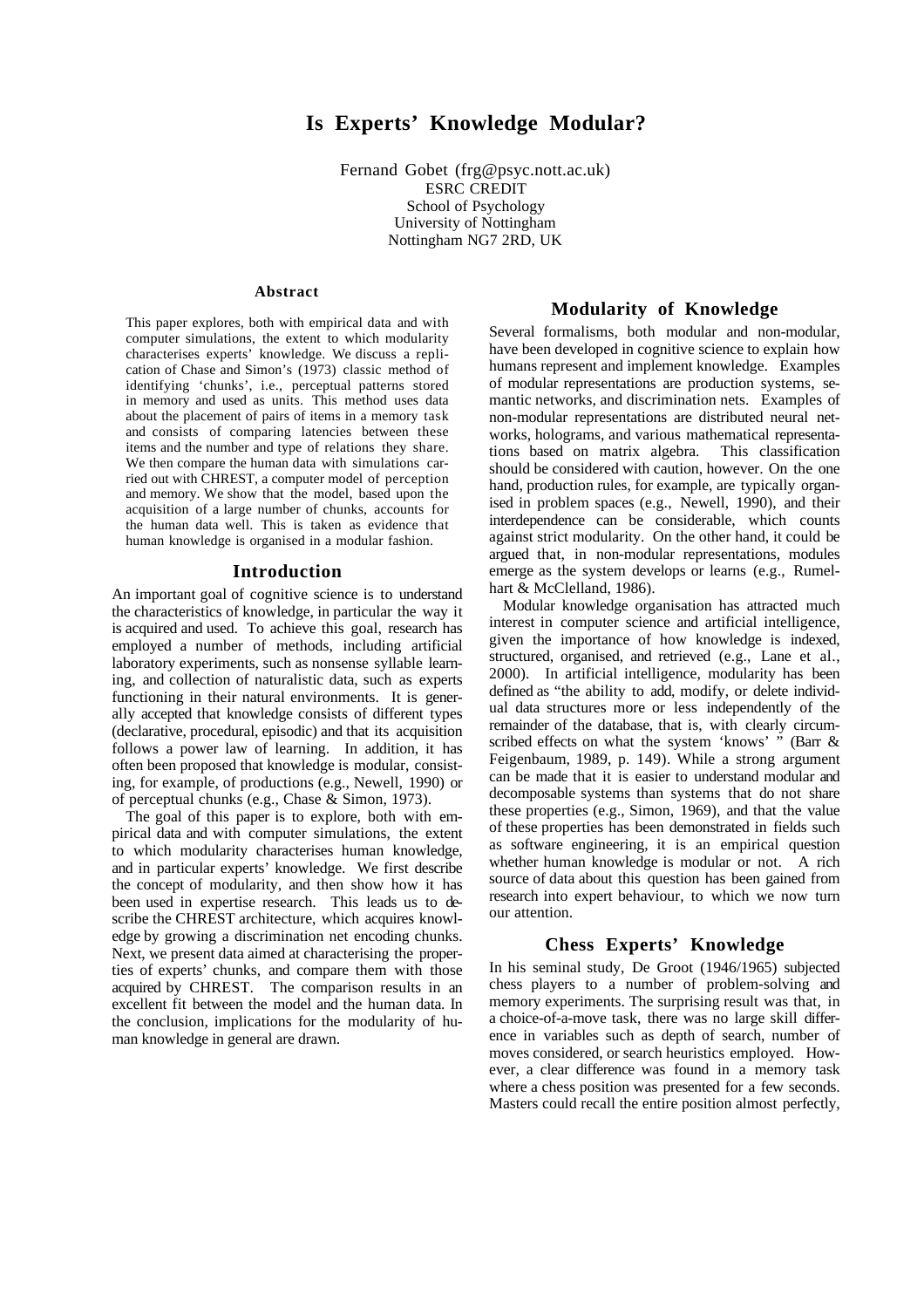# Is Experts' Knowledge Modular?

Fernand Gobet (frg@psyc.nott.ac.uk)
ESRC CREDIT
School of Psychology
University of Nottingham
Nottingham NG7 2RD, UK

## Abstract

This paper explores, both with empirical data and with computer simulations, the extent to which modularity characterises experts' knowledge. We discuss a replication of Chase and Simon's (1973) classic method of identifying 'chunks', i.e., perceptual patterns stored in memory and used as units. This method uses data about the placement of pairs of items in a memory task and consists of comparing latencies between these items and the number and type of relations they share. We then compare the human data with simulations carried out with CHREST, a computer model of perception and memory. We show that the model, based upon the acquisition of a large number of chunks, accounts for the human data well. This is taken as evidence that human knowledge is organised in a modular fashion.

## Introduction

An important goal of cognitive science is to understand the characteristics of knowledge, in particular the way it is acquired and used. To achieve this goal, research has employed a number of methods, including artificial laboratory experiments, such as nonsense syllable learning, and collection of naturalistic data, such as experts functioning in their natural environments. It is generally accepted that knowledge consists of different types (declarative, procedural, episodic) and that its acquisition follows a power law of learning. In addition, it has often been proposed that knowledge is modular, consisting, for example, of productions (e.g., Newell, 1990) or of perceptual chunks (e.g., Chase & Simon, 1973).

The goal of this paper is to explore, both with empirical data and with computer simulations, the extent to which modularity characterises human knowledge, and in particular experts' knowledge. We first describe the concept of modularity, and then show how it has been used in expertise research. This leads us to describe the CHREST architecture, which acquires knowledge by growing a discrimination net encoding chunks. Next, we present data aimed at characterising the properties of experts' chunks, and compare them with those acquired by CHREST. The comparison results in an excellent fit between the model and the human data. In the conclusion, implications for the modularity of human knowledge in general are drawn.

## Modularity of Knowledge

Several formalisms, both modular and non-modular, have been developed in cognitive science to explain how humans represent and implement knowledge. Examples of modular representations are production systems, semantic networks, and discrimination nets. Examples of non-modular representations are distributed neural networks, holograms, and various mathematical representations based on matrix algebra. This classification should be considered with caution, however. On the one hand, production rules, for example, are typically organised in problem spaces (e.g., Newell, 1990), and their interdependence can be considerable, which counts against strict modularity. On the other hand, it could be argued that, in non-modular representations, modules emerge as the system develops or learns (e.g., Rumelhart & McClelland, 1986).

Modular knowledge organisation has attracted much interest in computer science and artificial intelligence, given the importance of how knowledge is indexed, structured, organised, and retrieved (e.g., Lane et al., 2000). In artificial intelligence, modularity has been defined as "the ability to add, modify, or delete individual data structures more or less independently of the remainder of the database, that is, with clearly circumscribed effects on what the system 'knows' " (Barr & Feigenbaum, 1989, p. 149). While a strong argument can be made that it is easier to understand modular and decomposable systems than systems that do not share these properties (e.g., Simon, 1969), and that the value of these properties has been demonstrated in fields such as software engineering, it is an empirical question whether human knowledge is modular or not. A rich source of data about this question has been gained from research into expert behaviour, to which we now turn our attention.

## Chess Experts' Knowledge

In his seminal study, De Groot (1946/1965) subjected chess players to a number of problem-solving and memory experiments. The surprising result was that, in a choice-of-a-move task, there was no large skill difference in variables such as depth of search, number of moves considered, or search heuristics employed. However, a clear difference was found in a memory task where a chess position was presented for a few seconds. Masters could recall the entire position almost perfectly,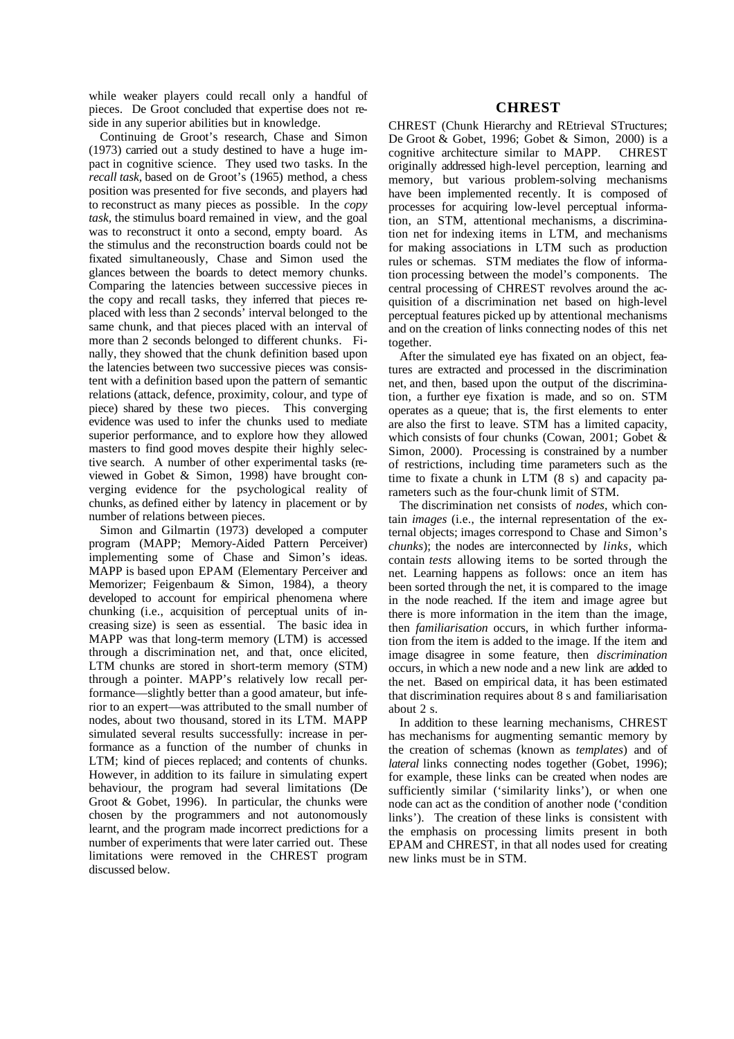while weaker players could recall only a handful of pieces. De Groot concluded that expertise does not reside in any superior abilities but in knowledge.

Continuing de Groot's research, Chase and Simon (1973) carried out a study destined to have a huge impact in cognitive science. They used two tasks. In the *recall task*, based on de Groot's (1965) method, a chess position was presented for five seconds, and players had to reconstruct as many pieces as possible. In the *copy task*, the stimulus board remained in view, and the goal was to reconstruct it onto a second, empty board. As the stimulus and the reconstruction boards could not be fixated simultaneously, Chase and Simon used the glances between the boards to detect memory chunks. Comparing the latencies between successive pieces in the copy and recall tasks, they inferred that pieces replaced with less than 2 seconds' interval belonged to the same chunk, and that pieces placed with an interval of more than 2 seconds belonged to different chunks. Finally, they showed that the chunk definition based upon the latencies between two successive pieces was consistent with a definition based upon the pattern of semantic relations (attack, defence, proximity, colour, and type of piece) shared by these two pieces. This converging evidence was used to infer the chunks used to mediate superior performance, and to explore how they allowed masters to find good moves despite their highly selective search. A number of other experimental tasks (reviewed in Gobet & Simon, 1998) have brought converging evidence for the psychological reality of chunks, as defined either by latency in placement or by number of relations between pieces.

Simon and Gilmartin (1973) developed a computer program (MAPP; Memory-Aided Pattern Perceiver) implementing some of Chase and Simon's ideas. MAPP is based upon EPAM (Elementary Perceiver and Memorizer; Feigenbaum & Simon, 1984), a theory developed to account for empirical phenomena where chunking (i.e., acquisition of perceptual units of increasing size) is seen as essential. The basic idea in MAPP was that long-term memory (LTM) is accessed through a discrimination net, and that, once elicited, LTM chunks are stored in short-term memory (STM) through a pointer. MAPP's relatively low recall performance—slightly better than a good amateur, but inferior to an expert—was attributed to the small number of nodes, about two thousand, stored in its LTM. MAPP simulated several results successfully: increase in performance as a function of the number of chunks in LTM; kind of pieces replaced; and contents of chunks. However, in addition to its failure in simulating expert behaviour, the program had several limitations (De Groot & Gobet, 1996). In particular, the chunks were chosen by the programmers and not autonomously learnt, and the program made incorrect predictions for a number of experiments that were later carried out. These limitations were removed in the CHREST program discussed below.

## CHREST

CHREST (Chunk Hierarchy and REtrieval STructures; De Groot & Gobet, 1996; Gobet & Simon, 2000) is a cognitive architecture similar to MAPP. CHREST originally addressed high-level perception, learning and memory, but various problem-solving mechanisms have been implemented recently. It is composed of processes for acquiring low-level perceptual information, an STM, attentional mechanisms, a discrimination net for indexing items in LTM, and mechanisms for making associations in LTM such as production rules or schemas. STM mediates the flow of information processing between the model's components. The central processing of CHREST revolves around the acquisition of a discrimination net based on high-level perceptual features picked up by attentional mechanisms and on the creation of links connecting nodes of this net together.

After the simulated eye has fixated on an object, features are extracted and processed in the discrimination net, and then, based upon the output of the discrimination, a further eye fixation is made, and so on. STM operates as a queue; that is, the first elements to enter are also the first to leave. STM has a limited capacity, which consists of four chunks (Cowan, 2001; Gobet & Simon, 2000). Processing is constrained by a number of restrictions, including time parameters such as the time to fixate a chunk in LTM (8 s) and capacity parameters such as the four-chunk limit of STM.

The discrimination net consists of *nodes*, which contain *images* (i.e., the internal representation of the external objects; images correspond to Chase and Simon's *chunks*); the nodes are interconnected by *links*, which contain *tests* allowing items to be sorted through the net. Learning happens as follows: once an item has been sorted through the net, it is compared to the image in the node reached. If the item and image agree but there is more information in the item than the image, then *familiarisation* occurs, in which further information from the item is added to the image. If the item and image disagree in some feature, then *discrimination* occurs, in which a new node and a new link are added to the net. Based on empirical data, it has been estimated that discrimination requires about 8 s and familiarisation about 2 s.

In addition to these learning mechanisms, CHREST has mechanisms for augmenting semantic memory by the creation of schemas (known as *templates*) and of *lateral* links connecting nodes together (Gobet, 1996); for example, these links can be created when nodes are sufficiently similar ('similarity links'), or when one node can act as the condition of another node ('condition links'). The creation of these links is consistent with the emphasis on processing limits present in both EPAM and CHREST, in that all nodes used for creating new links must be in STM.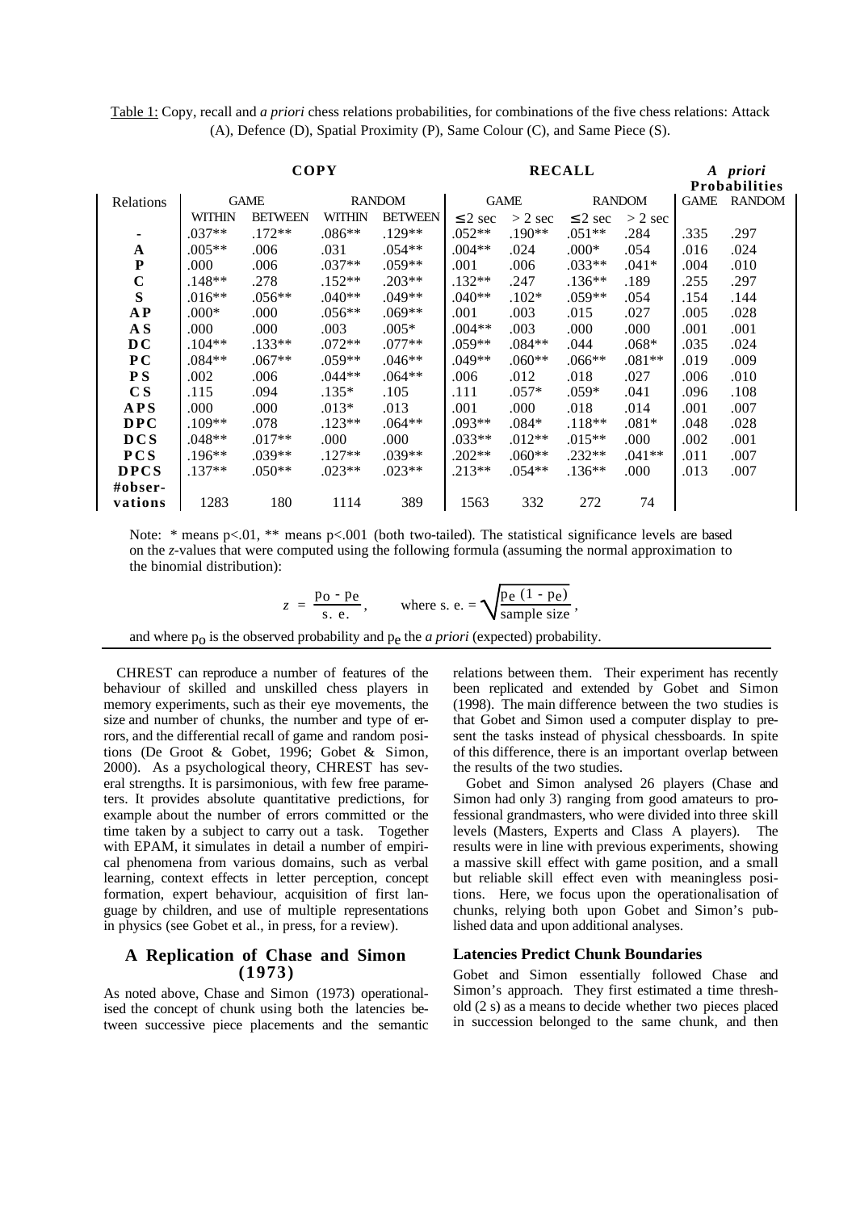Table 1: Copy, recall and *a priori* chess relations probabilities, for combinations of the five chess relations: Attack (A), Defence (D), Spatial Proximity (P), Same Colour (C), and Same Piece (S).

| | COPY | | | | RECALL | | | | *A priori* Probabilities | |
|---|---|---|---|---|---|---|---|---|---|---|
| Relations | GAME | | RANDOM | | GAME | | RANDOM | | GAME | RANDOM |
| | WITHIN | BETWEEN | WITHIN | BETWEEN | ≤ 2 sec | > 2 sec | ≤ 2 sec | > 2 sec | | |
| - | .037** | .172** | .086** | .129** | .052** | .190** | .051** | .284 | .335 | .297 |
| **A** | .005** | .006 | .031 | .054** | .004** | .024 | .000* | .054 | .016 | .024 |
| **P** | .000 | .006 | .037** | .059** | .001 | .006 | .033** | .041* | .004 | .010 |
| **C** | .148** | .278 | .152** | .203** | .132** | .247 | .136** | .189 | .255 | .297 |
| **S** | .016** | .056** | .040** | .049** | .040** | .102* | .059** | .054 | .154 | .144 |
| **A P** | .000* | .000 | .056** | .069** | .001 | .003 | .015 | .027 | .005 | .028 |
| **A S** | .000 | .000 | .003 | .005* | .004** | .003 | .000 | .000 | .001 | .001 |
| **D C** | .104** | .133** | .072** | .077** | .059** | .084** | .044 | .068* | .035 | .024 |
| **P C** | .084** | .067** | .059** | .046** | .049** | .060** | .066** | .081** | .019 | .009 |
| **P S** | .002 | .006 | .044** | .064** | .006 | .012 | .018 | .027 | .006 | .010 |
| **C S** | .115 | .094 | .135* | .105 | .111 | .057* | .059* | .041 | .096 | .108 |
| **A P S** | .000 | .000 | .013* | .013 | .001 | .000 | .018 | .014 | .001 | .007 |
| **D P C** | .109** | .078 | .123** | .064** | .093** | .084* | .118** | .081* | .048 | .028 |
| **D C S** | .048** | .017** | .000 | .000 | .033** | .012** | .015** | .000 | .002 | .001 |
| **P C S** | .196** | .039** | .127** | .039** | .202** | .060** | .232** | .041** | .011 | .007 |
| **D P C S** | .137** | .050** | .023** | .023** | .213** | .054** | .136** | .000 | .013 | .007 |
| **#observations** | 1283 | 180 | 1114 | 389 | 1563 | 332 | 272 | 74 | | |

Note: * means p<.01, ** means p<.001 (both two-tailed). The statistical significance levels are based on the *z*-values that were computed using the following formula (assuming the normal approximation to the binomial distribution):

$$z = \frac{p_o - p_e}{s.\,e.}, \qquad \text{where s. e.} = \sqrt{\frac{p_e\,(1 - p_e)}{\text{sample size}}},$$

and where $p_o$ is the observed probability and $p_e$ the *a priori* (expected) probability.

CHREST can reproduce a number of features of the behaviour of skilled and unskilled chess players in memory experiments, such as their eye movements, the size and number of chunks, the number and type of errors, and the differential recall of game and random positions (De Groot & Gobet, 1996; Gobet & Simon, 2000). As a psychological theory, CHREST has several strengths. It is parsimonious, with few free parameters. It provides absolute quantitative predictions, for example about the number of errors committed or the time taken by a subject to carry out a task. Together with EPAM, it simulates in detail a number of empirical phenomena from various domains, such as verbal learning, context effects in letter perception, concept formation, expert behaviour, acquisition of first language by children, and use of multiple representations in physics (see Gobet et al., in press, for a review).

## A Replication of Chase and Simon (1973)

As noted above, Chase and Simon (1973) operationalised the concept of chunk using both the latencies between successive piece placements and the semantic relations between them. Their experiment has recently been replicated and extended by Gobet and Simon (1998). The main difference between the two studies is that Gobet and Simon used a computer display to present the tasks instead of physical chessboards. In spite of this difference, there is an important overlap between the results of the two studies.

Gobet and Simon analysed 26 players (Chase and Simon had only 3) ranging from good amateurs to professional grandmasters, who were divided into three skill levels (Masters, Experts and Class A players). The results were in line with previous experiments, showing a massive skill effect with game position, and a small but reliable skill effect even with meaningless positions. Here, we focus upon the operationalisation of chunks, relying both upon Gobet and Simon's published data and upon additional analyses.

### Latencies Predict Chunk Boundaries

Gobet and Simon essentially followed Chase and Simon's approach. They first estimated a time threshold (2 s) as a means to decide whether two pieces placed in succession belonged to the same chunk, and then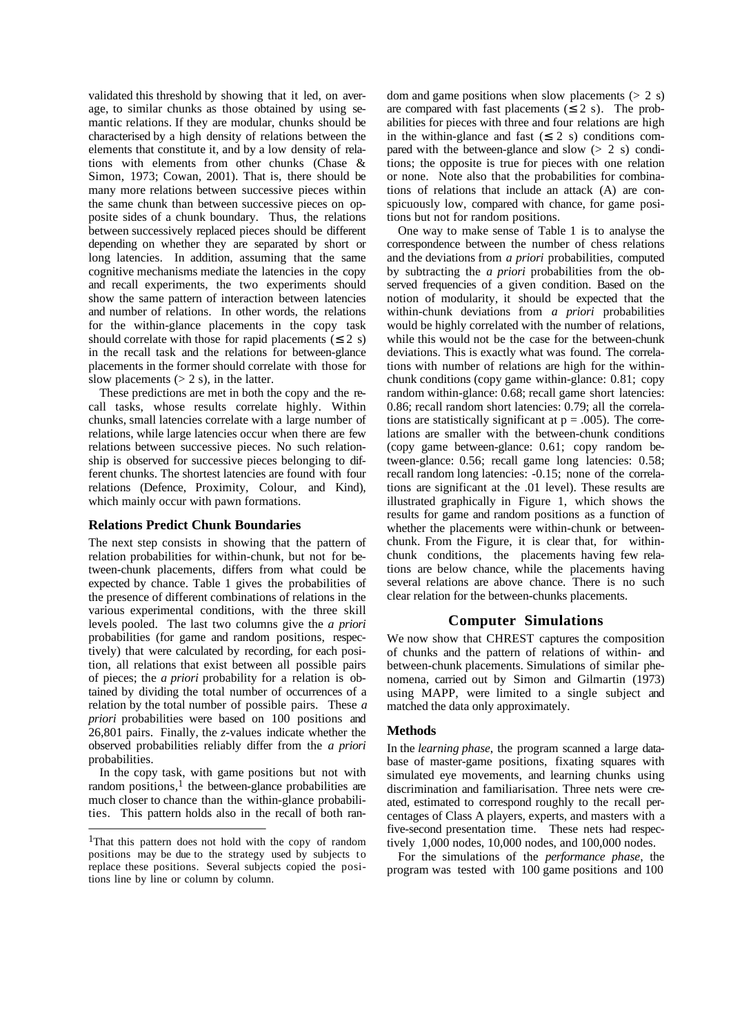validated this threshold by showing that it led, on average, to similar chunks as those obtained by using semantic relations. If they are modular, chunks should be characterised by a high density of relations between the elements that constitute it, and by a low density of relations with elements from other chunks (Chase & Simon, 1973; Cowan, 2001). That is, there should be many more relations between successive pieces within the same chunk than between successive pieces on opposite sides of a chunk boundary. Thus, the relations between successively replaced pieces should be different depending on whether they are separated by short or long latencies. In addition, assuming that the same cognitive mechanisms mediate the latencies in the copy and recall experiments, the two experiments should show the same pattern of interaction between latencies and number of relations. In other words, the relations for the within-glance placements in the copy task should correlate with those for rapid placements ($\leq 2$ s) in the recall task and the relations for between-glance placements in the former should correlate with those for slow placements ($> 2$ s), in the latter.

These predictions are met in both the copy and the recall tasks, whose results correlate highly. Within chunks, small latencies correlate with a large number of relations, while large latencies occur when there are few relations between successive pieces. No such relationship is observed for successive pieces belonging to different chunks. The shortest latencies are found with four relations (Defence, Proximity, Colour, and Kind), which mainly occur with pawn formations.

### Relations Predict Chunk Boundaries

The next step consists in showing that the pattern of relation probabilities for within-chunk, but not for between-chunk placements, differs from what could be expected by chance. Table 1 gives the probabilities of the presence of different combinations of relations in the various experimental conditions, with the three skill levels pooled. The last two columns give the *a priori* probabilities (for game and random positions, respectively) that were calculated by recording, for each position, all relations that exist between all possible pairs of pieces; the *a priori* probability for a relation is obtained by dividing the total number of occurrences of a relation by the total number of possible pairs. These *a priori* probabilities were based on 100 positions and 26,801 pairs. Finally, the *z*-values indicate whether the observed probabilities reliably differ from the *a priori* probabilities.

In the copy task, with game positions but not with random positions,[1] the between-glance probabilities are much closer to chance than the within-glance probabilities. This pattern holds also in the recall of both random and game positions when slow placements ($> 2$ s) are compared with fast placements ($\leq 2$ s). The probabilities for pieces with three and four relations are high in the within-glance and fast ($\leq 2$ s) conditions compared with the between-glance and slow ($> 2$ s) conditions; the opposite is true for pieces with one relation or none. Note also that the probabilities for combinations of relations that include an attack (A) are conspicuously low, compared with chance, for game positions but not for random positions.

[1] That this pattern does not hold with the copy of random positions may be due to the strategy used by subjects to replace these positions. Several subjects copied the positions line by line or column by column.

One way to make sense of Table 1 is to analyse the correspondence between the number of chess relations and the deviations from *a priori* probabilities, computed by subtracting the *a priori* probabilities from the observed frequencies of a given condition. Based on the notion of modularity, it should be expected that the within-chunk deviations from *a priori* probabilities would be highly correlated with the number of relations, while this would not be the case for the between-chunk deviations. This is exactly what was found. The correlations with number of relations are high for the within-chunk conditions (copy game within-glance: 0.81; copy random within-glance: 0.68; recall game short latencies: 0.86; recall random short latencies: 0.79; all the correlations are statistically significant at $p = .005$). The correlations are smaller with the between-chunk conditions (copy game between-glance: 0.61; copy random between-glance: 0.56; recall game long latencies: 0.58; recall random long latencies: -0.15; none of the correlations are significant at the .01 level). These results are illustrated graphically in Figure 1, which shows the results for game and random positions as a function of whether the placements were within-chunk or between-chunk. From the Figure, it is clear that, for within-chunk conditions, the placements having few relations are below chance, while the placements having several relations are above chance. There is no such clear relation for the between-chunks placements.

## Computer Simulations

We now show that CHREST captures the composition of chunks and the pattern of relations of within- and between-chunk placements. Simulations of similar phenomena, carried out by Simon and Gilmartin (1973) using MAPP, were limited to a single subject and matched the data only approximately.

### Methods

In the *learning phase*, the program scanned a large database of master-game positions, fixating squares with simulated eye movements, and learning chunks using discrimination and familiarisation. Three nets were created, estimated to correspond roughly to the recall percentages of Class A players, experts, and masters with a five-second presentation time. These nets had respectively 1,000 nodes, 10,000 nodes, and 100,000 nodes.

For the simulations of the *performance phase*, the program was tested with 100 game positions and 100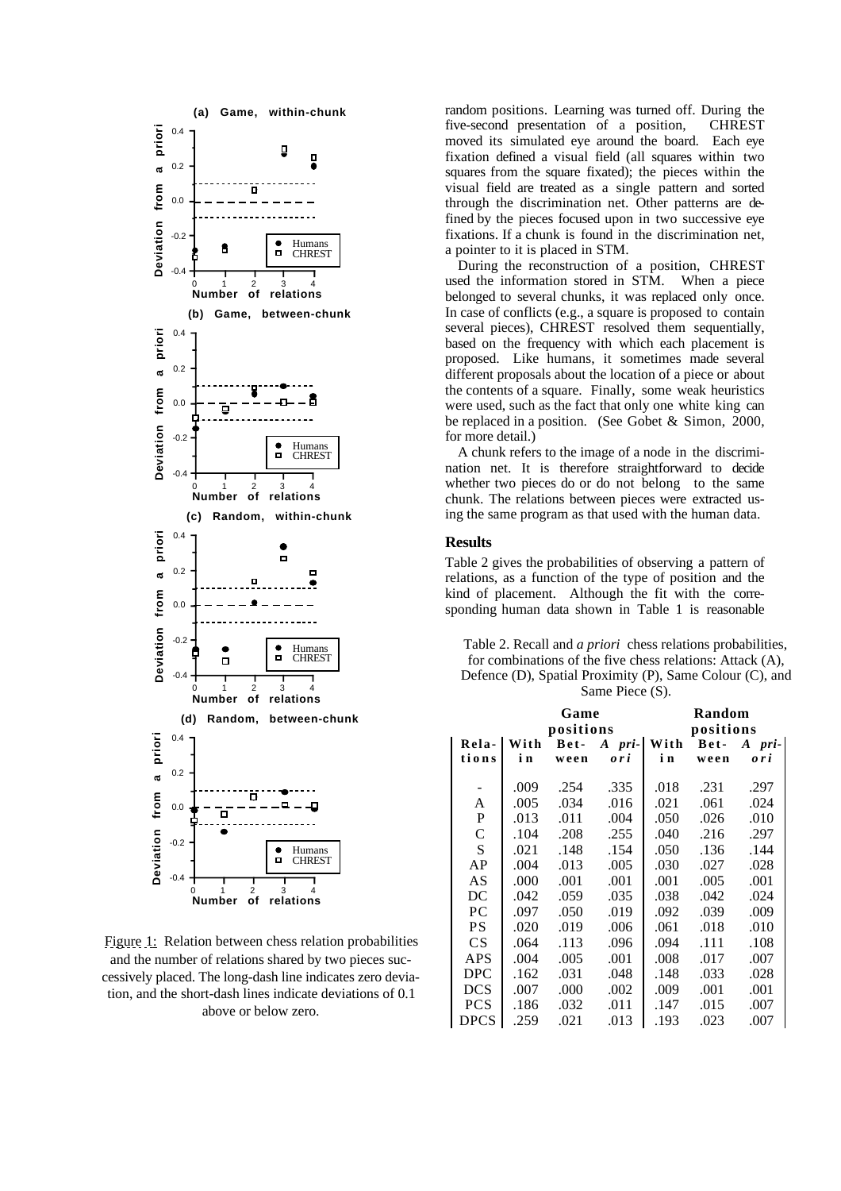(a) Game, within-chunk

Deviation from a priori

0.4
0.2
0.0
-0.2
-0.4

0 1 2 3 4

Number of relations

Humans
CHREST

(b) Game, between-chunk

Deviation from a priori

0.4
0.2
0.0
-0.2
-0.4

0 1 2 3 4

Number of relations

Humans
CHREST

(c) Random, within-chunk

Deviation from a priori

0.4
0.2
0.0
-0.2
-0.4

0 1 2 3 4

Number of relations

Humans
CHREST

(d) Random, between-chunk

Deviation from a priori

0.4
0.2
0.0
-0.2
-0.4

0 1 2 3 4

Number of relations

Humans
CHREST

Figure 1: Relation between chess relation probabilities and the number of relations shared by two pieces successively placed. The long-dash line indicates zero deviation, and the short-dash lines indicate deviations of 0.1 above or below zero.

random positions. Learning was turned off. During the five-second presentation of a position, CHREST moved its simulated eye around the board. Each eye fixation defined a visual field (all squares within two squares from the square fixated); the pieces within the visual field are treated as a single pattern and sorted through the discrimination net. Other patterns are defined by the pieces focused upon in two successive eye fixations. If a chunk is found in the discrimination net, a pointer to it is placed in STM.

During the reconstruction of a position, CHREST used the information stored in STM. When a piece belonged to several chunks, it was replaced only once. In case of conflicts (e.g., a square is proposed to contain several pieces), CHREST resolved them sequentially, based on the frequency with which each placement is proposed. Like humans, it sometimes made several different proposals about the location of a piece or about the contents of a square. Finally, some weak heuristics were used, such as the fact that only one white king can be replaced in a position. (See Gobet & Simon, 2000, for more detail.)

A chunk refers to the image of a node in the discrimination net. It is therefore straightforward to decide whether two pieces do or do not belong to the same chunk. The relations between pieces were extracted using the same program as that used with the human data.

## Results

Table 2 gives the probabilities of observing a pattern of relations, as a function of the type of position and the kind of placement. Although the fit with the corresponding human data shown in Table 1 is reasonable

Table 2. Recall and *a priori* chess relations probabilities, for combinations of the five chess relations: Attack (A), Defence (D), Spatial Proximity (P), Same Colour (C), and Same Piece (S).

| | Game positions | | | Random positions | | |
|---|---|---|---|---|---|---|
| **Relations** | **Within** | **Between** | ***A priori*** | **Within** | **Between** | ***A priori*** |
| - | .009 | .254 | .335 | .018 | .231 | .297 |
| A | .005 | .034 | .016 | .021 | .061 | .024 |
| P | .013 | .011 | .004 | .050 | .026 | .010 |
| C | .104 | .208 | .255 | .040 | .216 | .297 |
| S | .021 | .148 | .154 | .050 | .136 | .144 |
| AP | .004 | .013 | .005 | .030 | .027 | .028 |
| AS | .000 | .001 | .001 | .001 | .005 | .001 |
| DC | .042 | .059 | .035 | .038 | .042 | .024 |
| PC | .097 | .050 | .019 | .092 | .039 | .009 |
| PS | .020 | .019 | .006 | .061 | .018 | .010 |
| CS | .064 | .113 | .096 | .094 | .111 | .108 |
| APS | .004 | .005 | .001 | .008 | .017 | .007 |
| DPC | .162 | .031 | .048 | .148 | .033 | .028 |
| DCS | .007 | .000 | .002 | .009 | .001 | .001 |
| PCS | .186 | .032 | .011 | .147 | .015 | .007 |
| DPCS | .259 | .021 | .013 | .193 | .023 | .007 |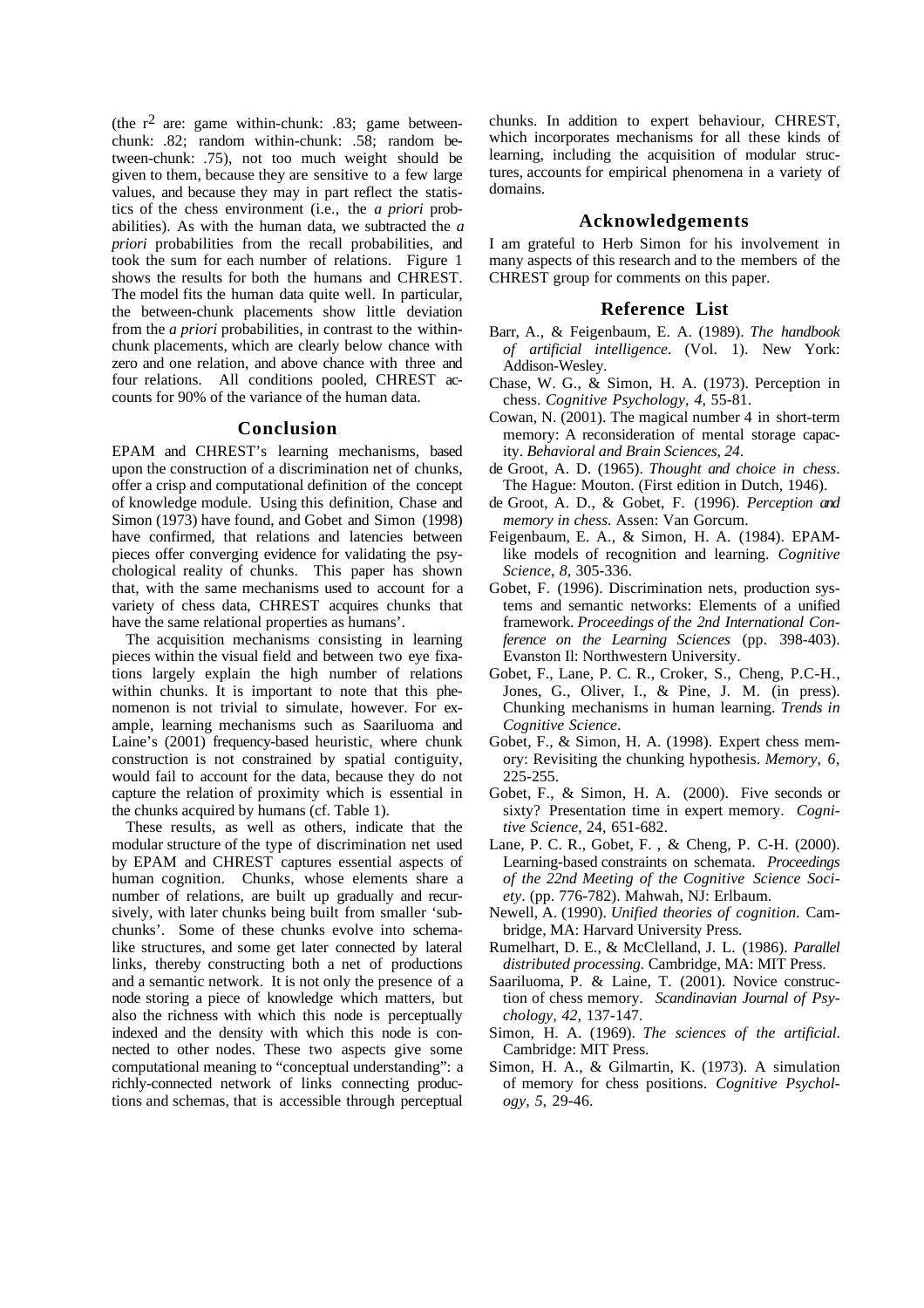(the $r^2$ are: game within-chunk: .83; game between-chunk: .82; random within-chunk: .58; random between-chunk: .75), not too much weight should be given to them, because they are sensitive to a few large values, and because they may in part reflect the statistics of the chess environment (i.e., the *a priori* probabilities). As with the human data, we subtracted the *a priori* probabilities from the recall probabilities, and took the sum for each number of relations. Figure 1 shows the results for both the humans and CHREST. The model fits the human data quite well. In particular, the between-chunk placements show little deviation from the *a priori* probabilities, in contrast to the within-chunk placements, which are clearly below chance with zero and one relation, and above chance with three and four relations. All conditions pooled, CHREST accounts for 90% of the variance of the human data.

## Conclusion

EPAM and CHREST's learning mechanisms, based upon the construction of a discrimination net of chunks, offer a crisp and computational definition of the concept of knowledge module. Using this definition, Chase and Simon (1973) have found, and Gobet and Simon (1998) have confirmed, that relations and latencies between pieces offer converging evidence for validating the psychological reality of chunks. This paper has shown that, with the same mechanisms used to account for a variety of chess data, CHREST acquires chunks that have the same relational properties as humans'.

The acquisition mechanisms consisting in learning pieces within the visual field and between two eye fixations largely explain the high number of relations within chunks. It is important to note that this phenomenon is not trivial to simulate, however. For example, learning mechanisms such as Saariluoma and Laine's (2001) frequency-based heuristic, where chunk construction is not constrained by spatial contiguity, would fail to account for the data, because they do not capture the relation of proximity which is essential in the chunks acquired by humans (cf. Table 1).

These results, as well as others, indicate that the modular structure of the type of discrimination net used by EPAM and CHREST captures essential aspects of human cognition. Chunks, whose elements share a number of relations, are built up gradually and recursively, with later chunks being built from smaller 'sub-chunks'. Some of these chunks evolve into schema-like structures, and some get later connected by lateral links, thereby constructing both a net of productions and a semantic network. It is not only the presence of a node storing a piece of knowledge which matters, but also the richness with which this node is perceptually indexed and the density with which this node is connected to other nodes. These two aspects give some computational meaning to "conceptual understanding": a richly-connected network of links connecting productions and schemas, that is accessible through perceptual chunks. In addition to expert behaviour, CHREST, which incorporates mechanisms for all these kinds of learning, including the acquisition of modular structures, accounts for empirical phenomena in a variety of domains.

## Acknowledgements

I am grateful to Herb Simon for his involvement in many aspects of this research and to the members of the CHREST group for comments on this paper.

## Reference List

Barr, A., & Feigenbaum, E. A. (1989). *The handbook of artificial intelligence*. (Vol. 1). New York: Addison-Wesley.

Chase, W. G., & Simon, H. A. (1973). Perception in chess. *Cognitive Psychology, 4*, 55-81.

Cowan, N. (2001). The magical number 4 in short-term memory: A reconsideration of mental storage capacity. *Behavioral and Brain Sciences, 24*.

de Groot, A. D. (1965). *Thought and choice in chess*. The Hague: Mouton. (First edition in Dutch, 1946).

de Groot, A. D., & Gobet, F. (1996). *Perception and memory in chess*. Assen: Van Gorcum.

Feigenbaum, E. A., & Simon, H. A. (1984). EPAM-like models of recognition and learning. *Cognitive Science, 8*, 305-336.

Gobet, F. (1996). Discrimination nets, production systems and semantic networks: Elements of a unified framework. *Proceedings of the 2nd International Conference on the Learning Sciences* (pp. 398-403). Evanston Il: Northwestern University.

Gobet, F., Lane, P. C. R., Croker, S., Cheng, P.C-H., Jones, G., Oliver, I., & Pine, J. M. (in press). Chunking mechanisms in human learning. *Trends in Cognitive Science*.

Gobet, F., & Simon, H. A. (1998). Expert chess memory: Revisiting the chunking hypothesis. *Memory, 6*, 225-255.

Gobet, F., & Simon, H. A. (2000). Five seconds or sixty? Presentation time in expert memory. *Cognitive Science*, 24, 651-682.

Lane, P. C. R., Gobet, F. , & Cheng, P. C-H. (2000). Learning-based constraints on schemata. *Proceedings of the 22nd Meeting of the Cognitive Science Society*. (pp. 776-782). Mahwah, NJ: Erlbaum.

Newell, A. (1990). *Unified theories of cognition*. Cambridge, MA: Harvard University Press.

Rumelhart, D. E., & McClelland, J. L. (1986). *Parallel distributed processing*. Cambridge, MA: MIT Press.

Saariluoma, P. & Laine, T. (2001). Novice construction of chess memory. *Scandinavian Journal of Psychology, 42*, 137-147.

Simon, H. A. (1969). *The sciences of the artificial*. Cambridge: MIT Press.

Simon, H. A., & Gilmartin, K. (1973). A simulation of memory for chess positions. *Cognitive Psychology, 5*, 29-46.